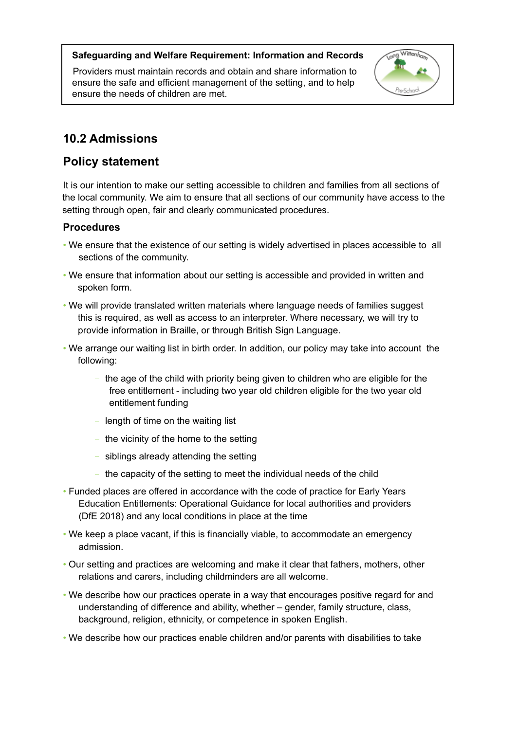**Safeguarding and Welfare Requirement: Information and Records**

Providers must maintain records and obtain and share information to ensure the safe and efficient management of the setting, and to help ensure the needs of children are met.

## 10.2 Admissions

## Policy statement

It is our intention to make our setting accessible to children and families from all sections of the local community. We aim to ensure that all sections of our community have access to the setting through open, fair and clearly communicated procedures.

### Procedures

- We ensure that the existence of our setting is widely advertised in places accessible to all sections of the community.
- We ensure that information about our setting is accessible and provided in written and spoken form.
- We will provide translated written materials where language needs of families suggest this is required, as well as access to an interpreter. Where necessary, we will try to provide information in Braille, or through British Sign Language.
- We arrange our waiting list in birth order. In addition, our policy may take into account the following:
  - the age of the child with priority being given to children who are eligible for the free entitlement - including two year old children eligible for the two year old entitlement funding
  - length of time on the waiting list
  - the vicinity of the home to the setting
  - siblings already attending the setting
  - the capacity of the setting to meet the individual needs of the child
- Funded places are offered in accordance with the code of practice for Early Years Education Entitlements: Operational Guidance for local authorities and providers (DfE 2018) and any local conditions in place at the time
- We keep a place vacant, if this is financially viable, to accommodate an emergency admission.
- Our setting and practices are welcoming and make it clear that fathers, mothers, other relations and carers, including childminders are all welcome.
- We describe how our practices operate in a way that encourages positive regard for and understanding of difference and ability, whether – gender, family structure, class, background, religion, ethnicity, or competence in spoken English.
- We describe how our practices enable children and/or parents with disabilities to take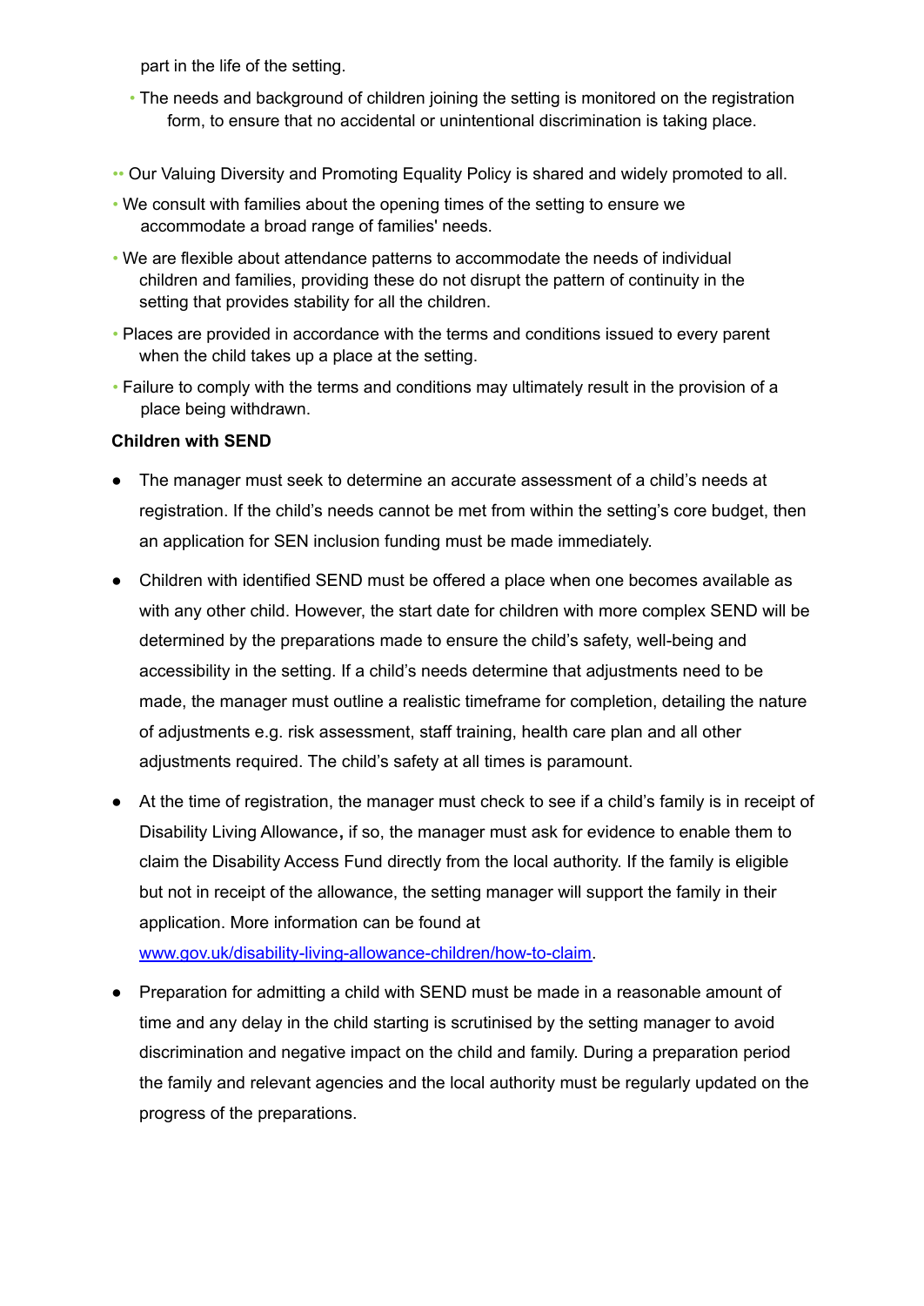part in the life of the setting.

- The needs and background of children joining the setting is monitored on the registration form, to ensure that no accidental or unintentional discrimination is taking place.

- Our Valuing Diversity and Promoting Equality Policy is shared and widely promoted to all.
- We consult with families about the opening times of the setting to ensure we accommodate a broad range of families' needs.
- We are flexible about attendance patterns to accommodate the needs of individual children and families, providing these do not disrupt the pattern of continuity in the setting that provides stability for all the children.
- Places are provided in accordance with the terms and conditions issued to every parent when the child takes up a place at the setting.
- Failure to comply with the terms and conditions may ultimately result in the provision of a place being withdrawn.

**Children with SEND**

- The manager must seek to determine an accurate assessment of a child's needs at registration. If the child's needs cannot be met from within the setting's core budget, then an application for SEN inclusion funding must be made immediately.
- Children with identified SEND must be offered a place when one becomes available as with any other child. However, the start date for children with more complex SEND will be determined by the preparations made to ensure the child's safety, well-being and accessibility in the setting. If a child's needs determine that adjustments need to be made, the manager must outline a realistic timeframe for completion, detailing the nature of adjustments e.g. risk assessment, staff training, health care plan and all other adjustments required. The child's safety at all times is paramount.
- At the time of registration, the manager must check to see if a child's family is in receipt of Disability Living Allowance, if so, the manager must ask for evidence to enable them to claim the Disability Access Fund directly from the local authority. If the family is eligible but not in receipt of the allowance, the setting manager will support the family in their application. More information can be found at [www.gov.uk/disability-living-allowance-children/how-to-claim](http://www.gov.uk/disability-living-allowance-children/how-to-claim).
- Preparation for admitting a child with SEND must be made in a reasonable amount of time and any delay in the child starting is scrutinised by the setting manager to avoid discrimination and negative impact on the child and family. During a preparation period the family and relevant agencies and the local authority must be regularly updated on the progress of the preparations.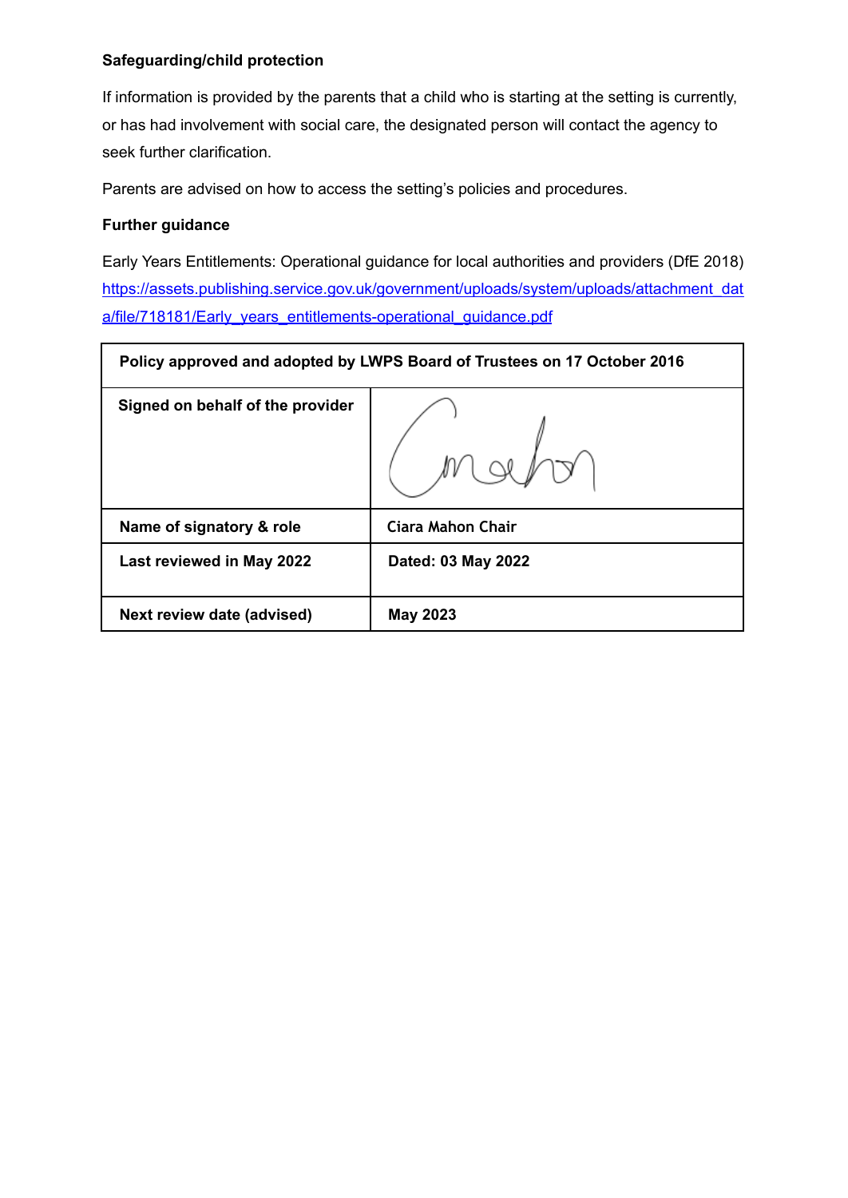**Safeguarding/child protection**

If information is provided by the parents that a child who is starting at the setting is currently, or has had involvement with social care, the designated person will contact the agency to seek further clarification.

Parents are advised on how to access the setting's policies and procedures.

**Further guidance**

Early Years Entitlements: Operational guidance for local authorities and providers (DfE 2018) https://assets.publishing.service.gov.uk/government/uploads/system/uploads/attachment_data/file/718181/Early_years_entitlements-operational_guidance.pdf

| **Policy approved and adopted by LWPS Board of Trustees on 17 October 2016** | |
|---|---|
| **Signed on behalf of the provider** | |
| **Name of signatory & role** | **Ciara Mahon Chair** |
| **Last reviewed in May 2022** | **Dated: 03 May 2022** |
| **Next review date (advised)** | **May 2023** |